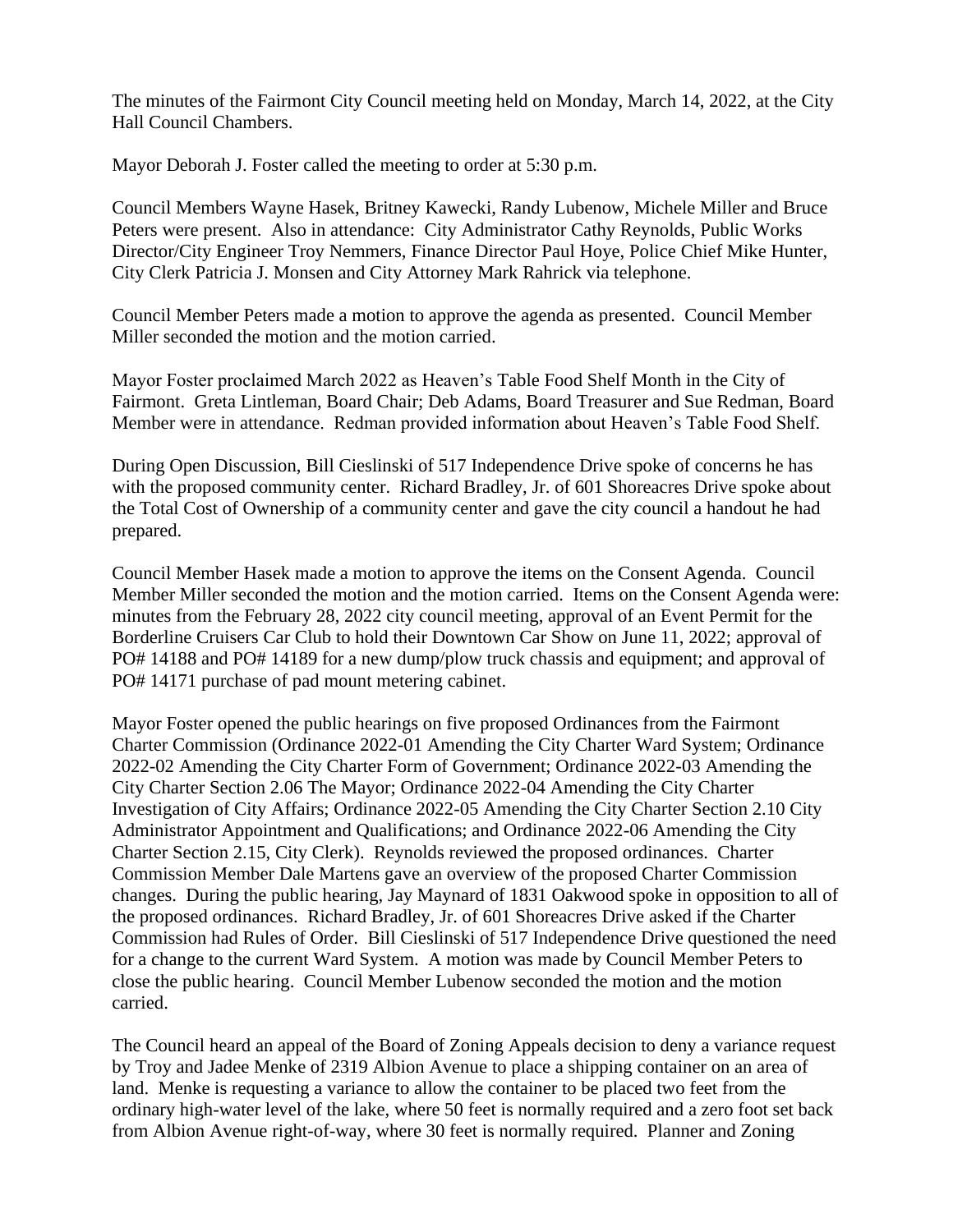The minutes of the Fairmont City Council meeting held on Monday, March 14, 2022, at the City Hall Council Chambers.

Mayor Deborah J. Foster called the meeting to order at 5:30 p.m.

Council Members Wayne Hasek, Britney Kawecki, Randy Lubenow, Michele Miller and Bruce Peters were present. Also in attendance: City Administrator Cathy Reynolds, Public Works Director/City Engineer Troy Nemmers, Finance Director Paul Hoye, Police Chief Mike Hunter, City Clerk Patricia J. Monsen and City Attorney Mark Rahrick via telephone.

Council Member Peters made a motion to approve the agenda as presented. Council Member Miller seconded the motion and the motion carried.

Mayor Foster proclaimed March 2022 as Heaven's Table Food Shelf Month in the City of Fairmont. Greta Lintleman, Board Chair; Deb Adams, Board Treasurer and Sue Redman, Board Member were in attendance. Redman provided information about Heaven's Table Food Shelf.

During Open Discussion, Bill Cieslinski of 517 Independence Drive spoke of concerns he has with the proposed community center. Richard Bradley, Jr. of 601 Shoreacres Drive spoke about the Total Cost of Ownership of a community center and gave the city council a handout he had prepared.

Council Member Hasek made a motion to approve the items on the Consent Agenda. Council Member Miller seconded the motion and the motion carried. Items on the Consent Agenda were: minutes from the February 28, 2022 city council meeting, approval of an Event Permit for the Borderline Cruisers Car Club to hold their Downtown Car Show on June 11, 2022; approval of PO# 14188 and PO# 14189 for a new dump/plow truck chassis and equipment; and approval of PO# 14171 purchase of pad mount metering cabinet.

Mayor Foster opened the public hearings on five proposed Ordinances from the Fairmont Charter Commission (Ordinance 2022-01 Amending the City Charter Ward System; Ordinance 2022-02 Amending the City Charter Form of Government; Ordinance 2022-03 Amending the City Charter Section 2.06 The Mayor; Ordinance 2022-04 Amending the City Charter Investigation of City Affairs; Ordinance 2022-05 Amending the City Charter Section 2.10 City Administrator Appointment and Qualifications; and Ordinance 2022-06 Amending the City Charter Section 2.15, City Clerk). Reynolds reviewed the proposed ordinances. Charter Commission Member Dale Martens gave an overview of the proposed Charter Commission changes. During the public hearing, Jay Maynard of 1831 Oakwood spoke in opposition to all of the proposed ordinances. Richard Bradley, Jr. of 601 Shoreacres Drive asked if the Charter Commission had Rules of Order. Bill Cieslinski of 517 Independence Drive questioned the need for a change to the current Ward System. A motion was made by Council Member Peters to close the public hearing. Council Member Lubenow seconded the motion and the motion carried.

The Council heard an appeal of the Board of Zoning Appeals decision to deny a variance request by Troy and Jadee Menke of 2319 Albion Avenue to place a shipping container on an area of land. Menke is requesting a variance to allow the container to be placed two feet from the ordinary high-water level of the lake, where 50 feet is normally required and a zero foot set back from Albion Avenue right-of-way, where 30 feet is normally required. Planner and Zoning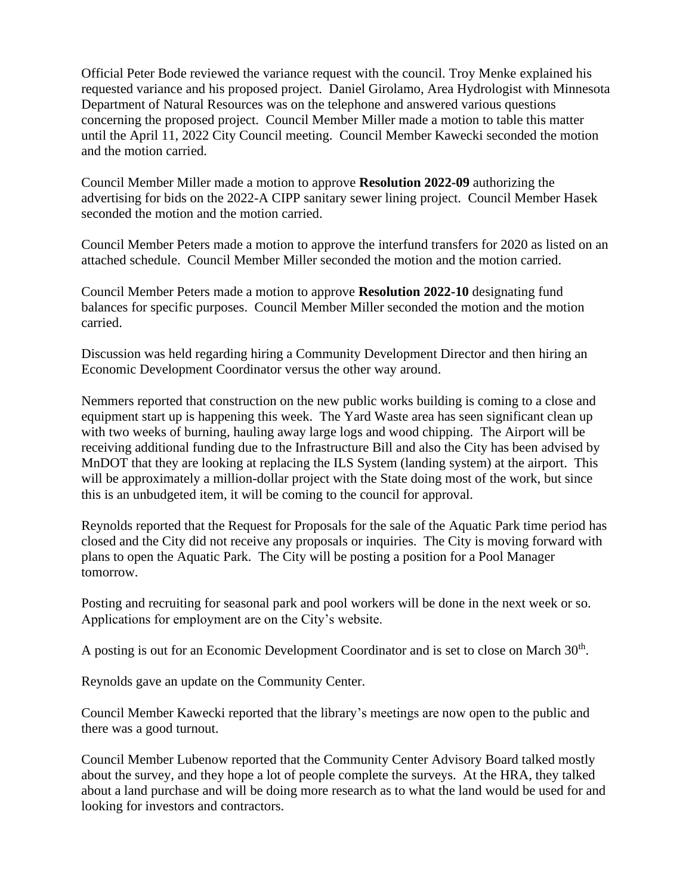Official Peter Bode reviewed the variance request with the council. Troy Menke explained his requested variance and his proposed project. Daniel Girolamo, Area Hydrologist with Minnesota Department of Natural Resources was on the telephone and answered various questions concerning the proposed project. Council Member Miller made a motion to table this matter until the April 11, 2022 City Council meeting. Council Member Kawecki seconded the motion and the motion carried.

Council Member Miller made a motion to approve **Resolution 2022-09** authorizing the advertising for bids on the 2022-A CIPP sanitary sewer lining project. Council Member Hasek seconded the motion and the motion carried.

Council Member Peters made a motion to approve the interfund transfers for 2020 as listed on an attached schedule. Council Member Miller seconded the motion and the motion carried.

Council Member Peters made a motion to approve **Resolution 2022-10** designating fund balances for specific purposes. Council Member Miller seconded the motion and the motion carried.

Discussion was held regarding hiring a Community Development Director and then hiring an Economic Development Coordinator versus the other way around.

Nemmers reported that construction on the new public works building is coming to a close and equipment start up is happening this week. The Yard Waste area has seen significant clean up with two weeks of burning, hauling away large logs and wood chipping. The Airport will be receiving additional funding due to the Infrastructure Bill and also the City has been advised by MnDOT that they are looking at replacing the ILS System (landing system) at the airport. This will be approximately a million-dollar project with the State doing most of the work, but since this is an unbudgeted item, it will be coming to the council for approval.

Reynolds reported that the Request for Proposals for the sale of the Aquatic Park time period has closed and the City did not receive any proposals or inquiries. The City is moving forward with plans to open the Aquatic Park. The City will be posting a position for a Pool Manager tomorrow.

Posting and recruiting for seasonal park and pool workers will be done in the next week or so. Applications for employment are on the City's website.

A posting is out for an Economic Development Coordinator and is set to close on March 30th.

Reynolds gave an update on the Community Center.

Council Member Kawecki reported that the library's meetings are now open to the public and there was a good turnout.

Council Member Lubenow reported that the Community Center Advisory Board talked mostly about the survey, and they hope a lot of people complete the surveys. At the HRA, they talked about a land purchase and will be doing more research as to what the land would be used for and looking for investors and contractors.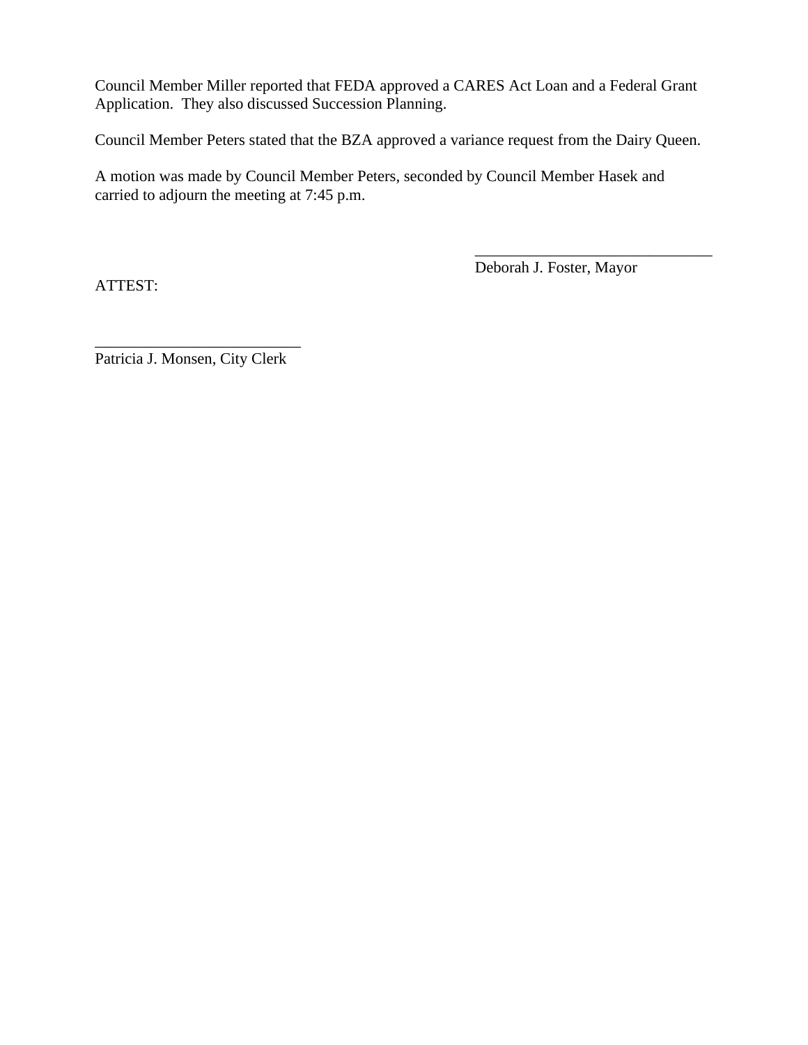Council Member Miller reported that FEDA approved a CARES Act Loan and a Federal Grant Application. They also discussed Succession Planning.

Council Member Peters stated that the BZA approved a variance request from the Dairy Queen.

A motion was made by Council Member Peters, seconded by Council Member Hasek and carried to adjourn the meeting at 7:45 p.m.

_______________________________
Deborah J. Foster, Mayor

ATTEST:

___________________________
Patricia J. Monsen, City Clerk